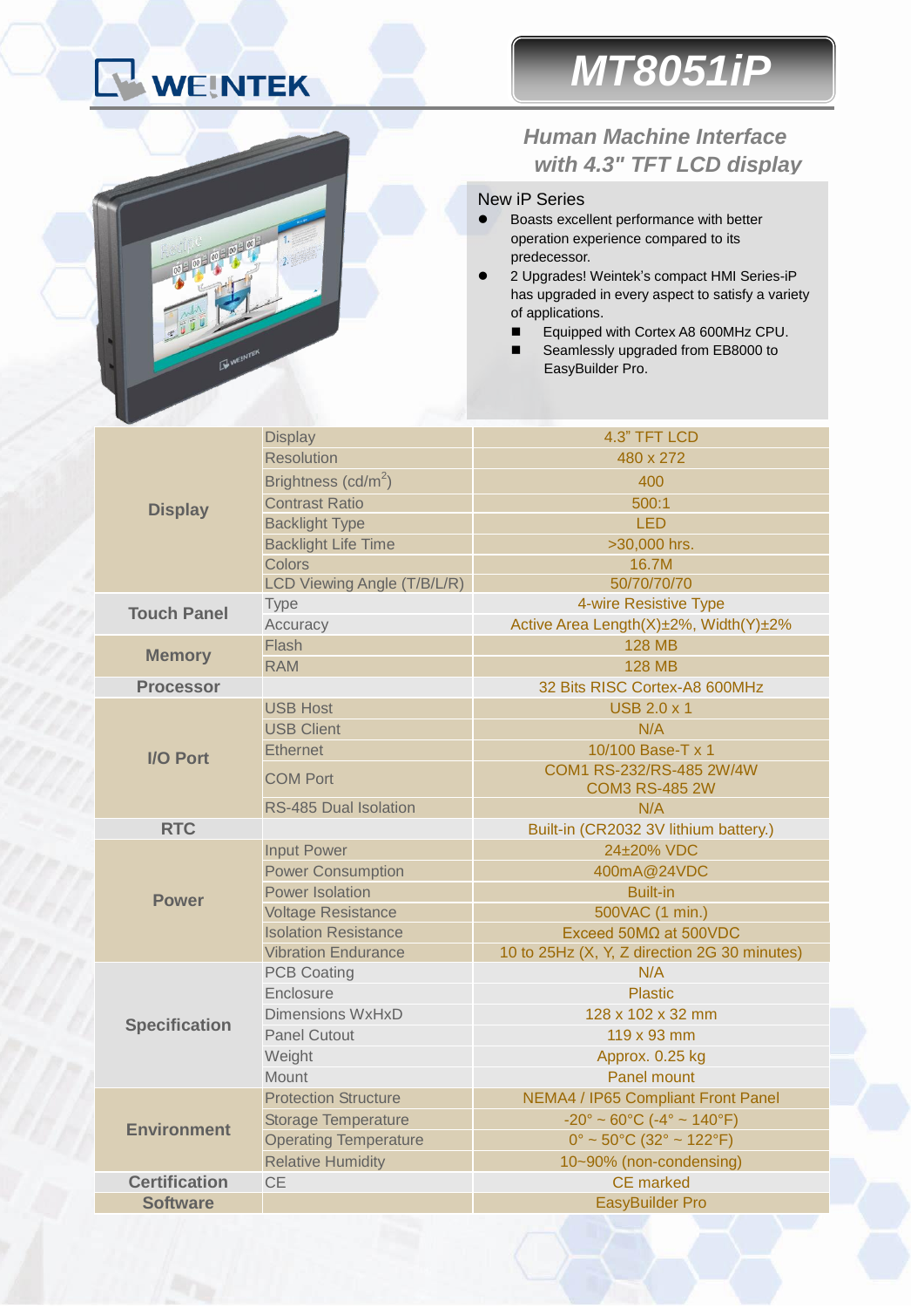# WEINTEK

# MT8051iP

## *Human Machine Interface with 4.3" TFT LCD display*

### New iP Series

- Boasts excellent performance with better operation experience compared to its predecessor.
- 2 Upgrades! Weintek's compact HMI Series-iP has upgraded in every aspect to satisfy a variety of applications.
  - Equipped with Cortex A8 600MHz CPU.
  - Seamlessly upgraded from EB8000 to EasyBuilder Pro.

| | | |
|---|---|---|
| **Display** | Display | 4.3" TFT LCD |
| | Resolution | 480 x 272 |
| | Brightness (cd/m$^2$) | 400 |
| | Contrast Ratio | 500:1 |
| | Backlight Type | LED |
| | Backlight Life Time | >30,000 hrs. |
| | Colors | 16.7M |
| | LCD Viewing Angle (T/B/L/R) | 50/70/70/70 |
| **Touch Panel** | Type | 4-wire Resistive Type |
| | Accuracy | Active Area Length(X)±2%, Width(Y)±2% |
| **Memory** | Flash | 128 MB |
| | RAM | 128 MB |
| **Processor** | | 32 Bits RISC Cortex-A8 600MHz |
| **I/O Port** | USB Host | USB 2.0 x 1 |
| | USB Client | N/A |
| | Ethernet | 10/100 Base-T x 1 |
| | COM Port | COM1 RS-232/RS-485 2W/4W<br>COM3 RS-485 2W |
| | RS-485 Dual Isolation | N/A |
| **RTC** | | Built-in (CR2032 3V lithium battery.) |
| **Power** | Input Power | 24±20% VDC |
| | Power Consumption | 400mA@24VDC |
| | Power Isolation | Built-in |
| | Voltage Resistance | 500VAC (1 min.) |
| | Isolation Resistance | Exceed 50MΩ at 500VDC |
| | Vibration Endurance | 10 to 25Hz (X, Y, Z direction 2G 30 minutes) |
| **Specification** | PCB Coating | N/A |
| | Enclosure | Plastic |
| | Dimensions WxHxD | 128 x 102 x 32 mm |
| | Panel Cutout | 119 x 93 mm |
| | Weight | Approx. 0.25 kg |
| | Mount | Panel mount |
| **Environment** | Protection Structure | NEMA4 / IP65 Compliant Front Panel |
| | Storage Temperature | -20° ~ 60°C (-4° ~ 140°F) |
| | Operating Temperature | 0° ~ 50°C (32° ~ 122°F) |
| | Relative Humidity | 10~90% (non-condensing) |
| **Certification** | CE | CE marked |
| **Software** | | EasyBuilder Pro |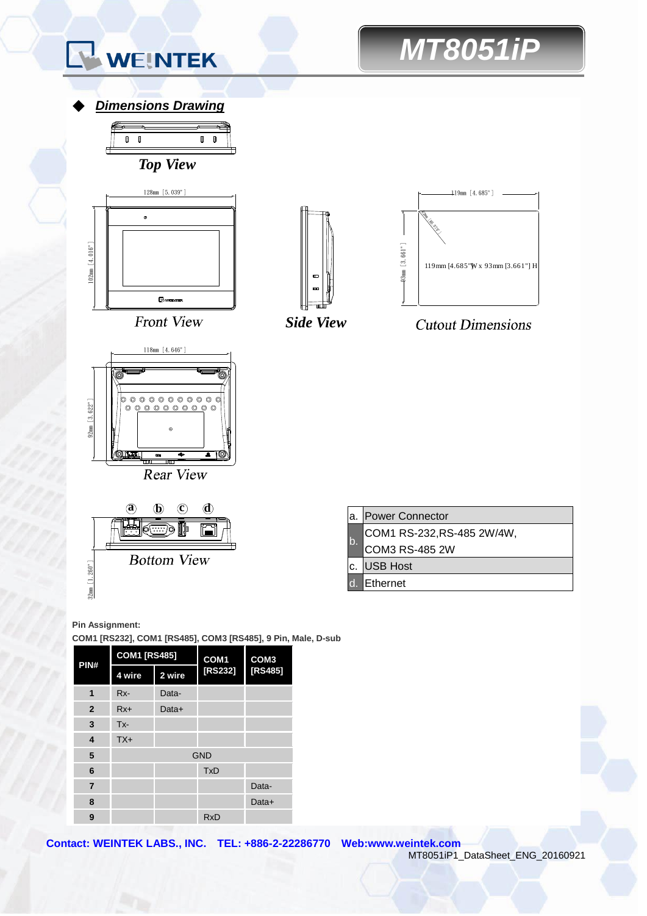## Dimensions Drawing

Top View

128mm [5.039"]

102mm [4.016"]

Front View

Side View

119mm [4.685"]

93mm [3.661"]

119mm [4.685"]W x 93mm [3.661"] H

Cutout Dimensions

118mm [4.646"]

92mm [3.622"]

Rear View

a b c d

Bottom View

32mm [1.260"]

| | |
|---|---|
| a. | Power Connector |
| b. | COM1 RS-232,RS-485 2W/4W, COM3 RS-485 2W |
| c. | USB Host |
| d. | Ethernet |

**Pin Assignment:**

**COM1 [RS232], COM1 [RS485], COM3 [RS485], 9 Pin, Male, D-sub**

| PIN# | COM1 [RS485] | | COM1 [RS232] | COM3 [RS485] |
|---|---|---|---|---|
| | 4 wire | 2 wire | | |
| 1 | Rx- | Data- | | |
| 2 | Rx+ | Data+ | | |
| 3 | Tx- | | | |
| 4 | TX+ | | | |
| 5 | GND | | | |
| 6 | | | TxD | |
| 7 | | | | Data- |
| 8 | | | | Data+ |
| 9 | | | RxD | |

**Contact: WEINTEK LABS., INC. TEL: +886-2-22286770 Web:www.weintek.com**

MT8051iP1_DataSheet_ENG_20160921